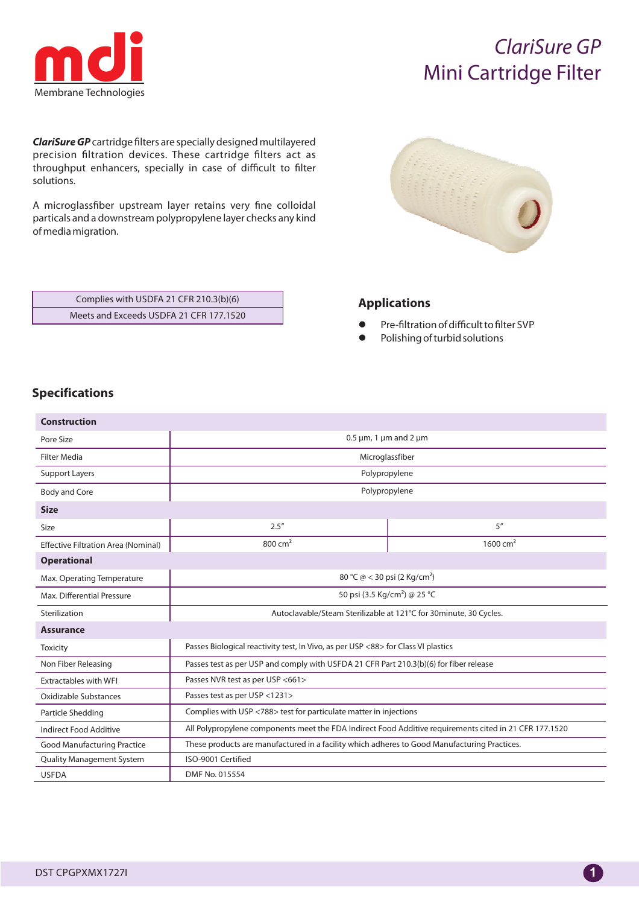mdi

Membrane Technologies

# *ClariSure GP*
# Mini Cartridge Filter

***ClariSure GP*** cartridge filters are specially designed multilayered precision filtration devices. These cartridge filters act as throughput enhancers, specially in case of difficult to filter solutions.

A microglassfiber upstream layer retains very fine colloidal particals and a downstream polypropylene layer checks any kind of media migration.

| Complies with USDFA 21 CFR 210.3(b)(6) |
|---|
| Meets and Exceeds USDFA 21 CFR 177.1520 |

## Applications

- Pre-filtration of difficult to filter SVP
- Polishing of turbid solutions

## Specifications

| **Construction** | | |
|---|---|---|
| Pore Size | 0.5 µm, 1 µm and 2 µm | |
| Filter Media | Microglassfiber | |
| Support Layers | Polypropylene | |
| Body and Core | Polypropylene | |
| **Size** | | |
| Size | 2.5″ | 5″ |
| Effective Filtration Area (Nominal) | 800 $cm^2$ | 1600 $cm^2$ |
| **Operational** | | |
| Max. Operating Temperature | 80 °C @ < 30 psi (2 $Kg/cm^2$) | |
| Max. Differential Pressure | 50 psi (3.5 $Kg/cm^2$) @ 25 °C | |
| Sterilization | Autoclavable/Steam Sterilizable at 121°C for 30minute, 30 Cycles. | |
| **Assurance** | | |
| Toxicity | Passes Biological reactivity test, In Vivo, as per USP <88> for Class VI plastics | |
| Non Fiber Releasing | Passes test as per USP and comply with USFDA 21 CFR Part 210.3(b)(6) for fiber release | |
| Extractables with WFI | Passes NVR test as per USP <661> | |
| Oxidizable Substances | Passes test as per USP <1231> | |
| Particle Shedding | Complies with USP <788> test for particulate matter in injections | |
| Indirect Food Additive | All Polypropylene components meet the FDA Indirect Food Additive requirements cited in 21 CFR 177.1520 | |
| Good Manufacturing Practice | These products are manufactured in a facility which adheres to Good Manufacturing Practices. | |
| Quality Management System | ISO-9001 Certified | |
| USFDA | DMF No. 015554 | |

DST CPGPXMX1727I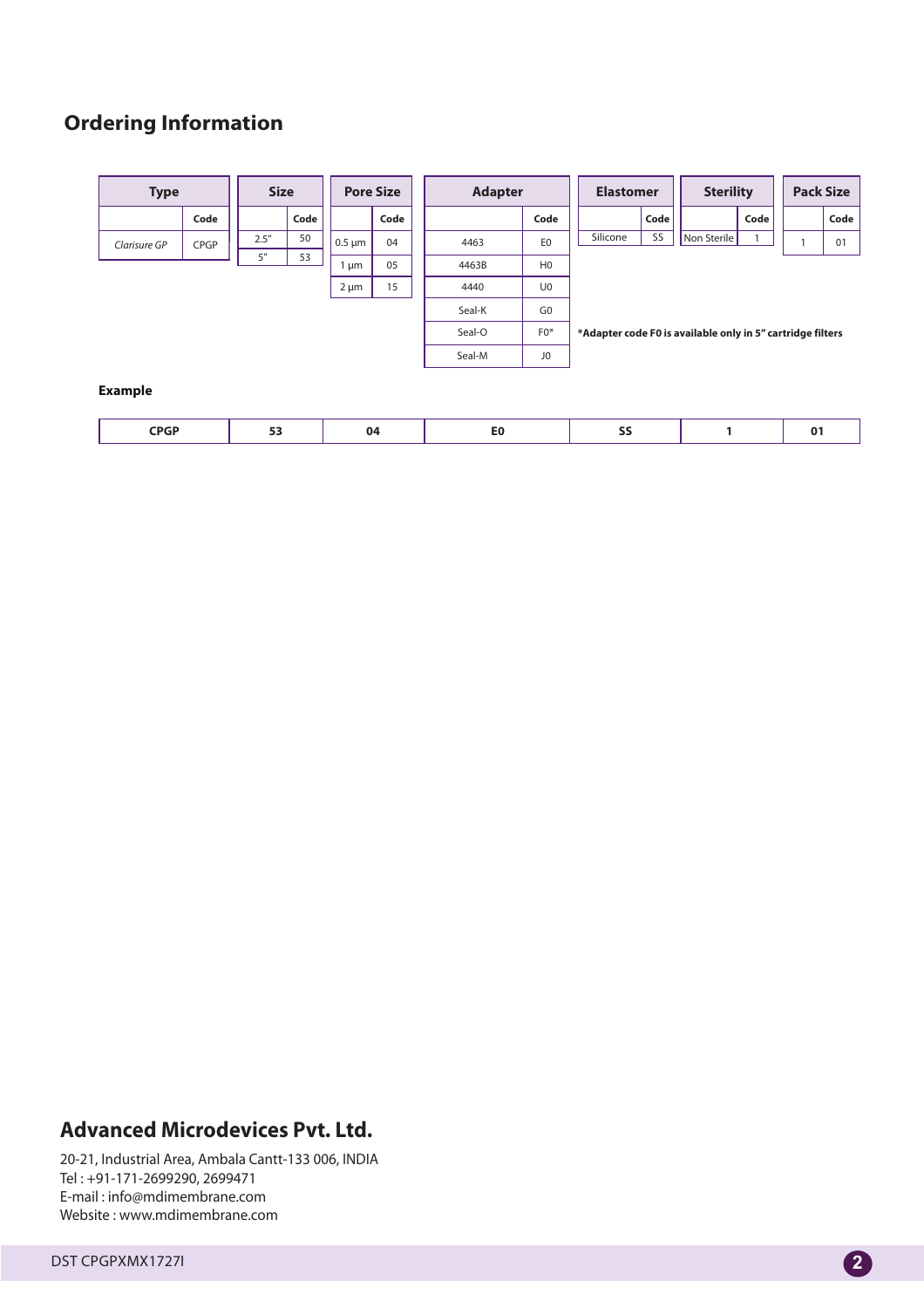## Ordering Information

**Type**

| | Code |
|---|---|
| *Clarisure GP* | CPGP |

**Size**

| | Code |
|---|---|
| 2.5" | 50 |
| 5" | 53 |

**Pore Size**

| | Code |
|---|---|
| 0.5 µm | 04 |
| 1 µm | 05 |
| 2 µm | 15 |

**Adapter**

| | Code |
|---|---|
| 4463 | E0 |
| 4463B | H0 |
| 4440 | U0 |
| Seal-K | G0 |
| Seal-O | F0* |
| Seal-M | J0 |

**Elastomer**

| | Code |
|---|---|
| Silicone | SS |

**Sterility**

| | Code |
|---|---|
| Non Sterile | 1 |

**Pack Size**

| | Code |
|---|---|
| 1 | 01 |

***Adapter code F0 is available only in 5" cartridge filters**

**Example**

| | | | | | | |
|---|---|---|---|---|---|---|
| CPGP | 53 | 04 | E0 | SS | 1 | 01 |

## Advanced Microdevices Pvt. Ltd.

20-21, Industrial Area, Ambala Cantt-133 006, INDIA
Tel : +91-171-2699290, 2699471
E-mail : info@mdimembrane.com
Website : www.mdimembrane.com

DST CPGPXMX1727I